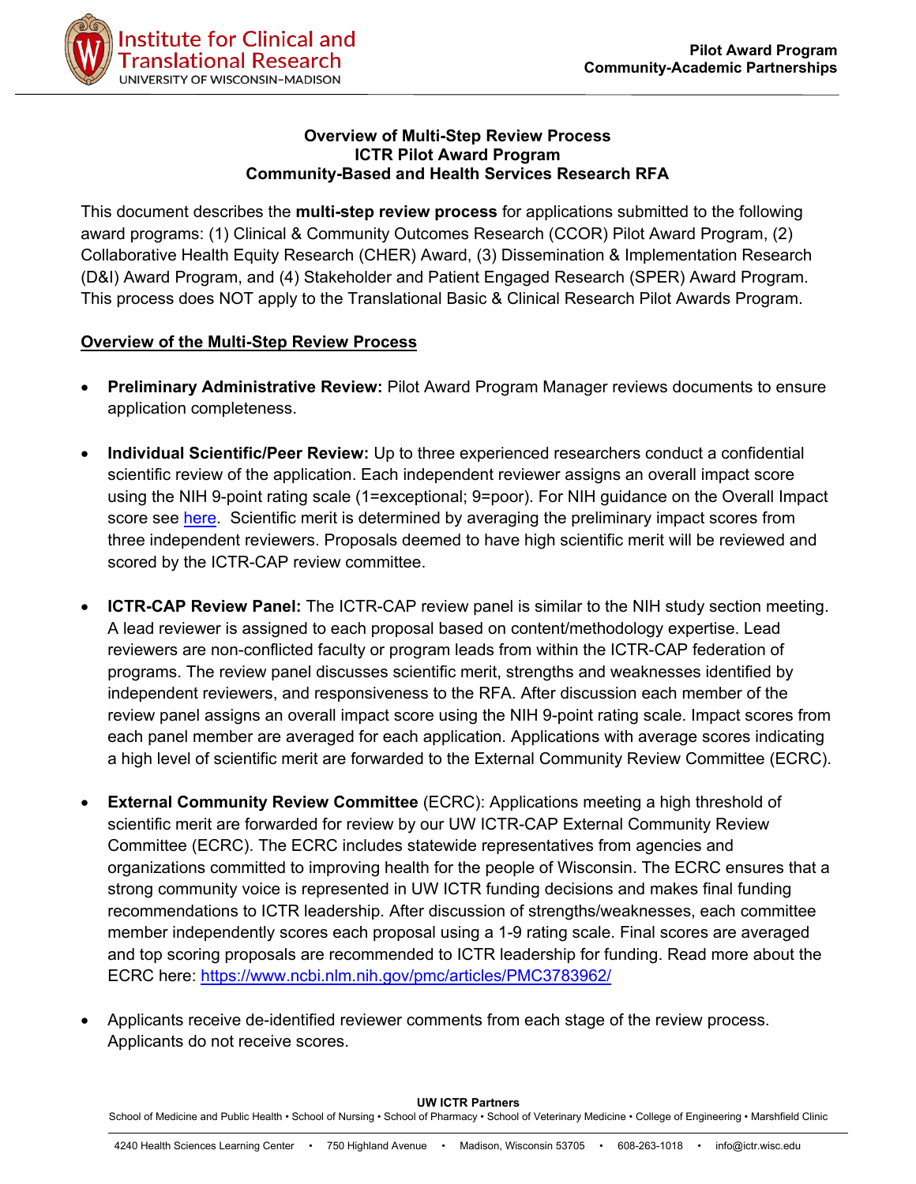**Overview of Multi-Step Review Process**
**ICTR Pilot Award Program**
**Community-Based and Health Services Research RFA**

This document describes the **multi-step review process** for applications submitted to the following award programs: (1) Clinical & Community Outcomes Research (CCOR) Pilot Award Program, (2) Collaborative Health Equity Research (CHER) Award, (3) Dissemination & Implementation Research (D&I) Award Program, and (4) Stakeholder and Patient Engaged Research (SPER) Award Program. This process does NOT apply to the Translational Basic & Clinical Research Pilot Awards Program.

## Overview of the Multi-Step Review Process

- **Preliminary Administrative Review:** Pilot Award Program Manager reviews documents to ensure application completeness.

- **Individual Scientific/Peer Review:** Up to three experienced researchers conduct a confidential scientific review of the application. Each independent reviewer assigns an overall impact score using the NIH 9-point rating scale (1=exceptional; 9=poor). For NIH guidance on the Overall Impact score see here. Scientific merit is determined by averaging the preliminary impact scores from three independent reviewers. Proposals deemed to have high scientific merit will be reviewed and scored by the ICTR-CAP review committee.

- **ICTR-CAP Review Panel:** The ICTR-CAP review panel is similar to the NIH study section meeting. A lead reviewer is assigned to each proposal based on content/methodology expertise. Lead reviewers are non-conflicted faculty or program leads from within the ICTR-CAP federation of programs. The review panel discusses scientific merit, strengths and weaknesses identified by independent reviewers, and responsiveness to the RFA. After discussion each member of the review panel assigns an overall impact score using the NIH 9-point rating scale. Impact scores from each panel member are averaged for each application. Applications with average scores indicating a high level of scientific merit are forwarded to the External Community Review Committee (ECRC).

- **External Community Review Committee** (ECRC): Applications meeting a high threshold of scientific merit are forwarded for review by our UW ICTR-CAP External Community Review Committee (ECRC). The ECRC includes statewide representatives from agencies and organizations committed to improving health for the people of Wisconsin. The ECRC ensures that a strong community voice is represented in UW ICTR funding decisions and makes final funding recommendations to ICTR leadership. After discussion of strengths/weaknesses, each committee member independently scores each proposal using a 1-9 rating scale. Final scores are averaged and top scoring proposals are recommended to ICTR leadership for funding. Read more about the ECRC here: https://www.ncbi.nlm.nih.gov/pmc/articles/PMC3783962/

- Applicants receive de-identified reviewer comments from each stage of the review process. Applicants do not receive scores.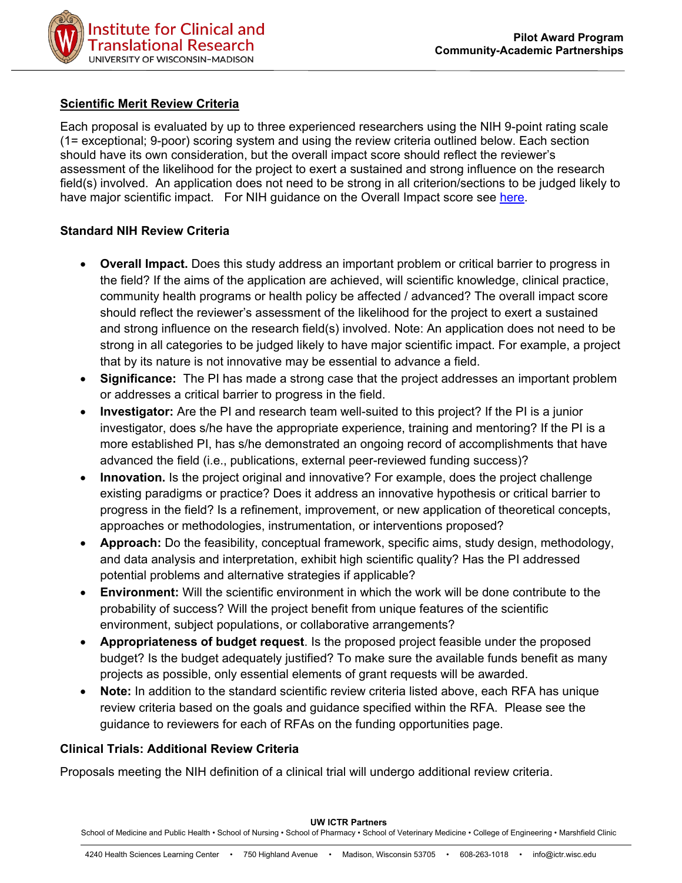## Scientific Merit Review Criteria

Each proposal is evaluated by up to three experienced researchers using the NIH 9-point rating scale (1= exceptional; 9-poor) scoring system and using the review criteria outlined below. Each section should have its own consideration, but the overall impact score should reflect the reviewer's assessment of the likelihood for the project to exert a sustained and strong influence on the research field(s) involved. An application does not need to be strong in all criterion/sections to be judged likely to have major scientific impact. For NIH guidance on the Overall Impact score see here.

### Standard NIH Review Criteria

- **Overall Impact.** Does this study address an important problem or critical barrier to progress in the field? If the aims of the application are achieved, will scientific knowledge, clinical practice, community health programs or health policy be affected / advanced? The overall impact score should reflect the reviewer's assessment of the likelihood for the project to exert a sustained and strong influence on the research field(s) involved. Note: An application does not need to be strong in all categories to be judged likely to have major scientific impact. For example, a project that by its nature is not innovative may be essential to advance a field.
- **Significance:** The PI has made a strong case that the project addresses an important problem or addresses a critical barrier to progress in the field.
- **Investigator:** Are the PI and research team well-suited to this project? If the PI is a junior investigator, does s/he have the appropriate experience, training and mentoring? If the PI is a more established PI, has s/he demonstrated an ongoing record of accomplishments that have advanced the field (i.e., publications, external peer-reviewed funding success)?
- **Innovation.** Is the project original and innovative? For example, does the project challenge existing paradigms or practice? Does it address an innovative hypothesis or critical barrier to progress in the field? Is a refinement, improvement, or new application of theoretical concepts, approaches or methodologies, instrumentation, or interventions proposed?
- **Approach:** Do the feasibility, conceptual framework, specific aims, study design, methodology, and data analysis and interpretation, exhibit high scientific quality? Has the PI addressed potential problems and alternative strategies if applicable?
- **Environment:** Will the scientific environment in which the work will be done contribute to the probability of success? Will the project benefit from unique features of the scientific environment, subject populations, or collaborative arrangements?
- **Appropriateness of budget request**. Is the proposed project feasible under the proposed budget? Is the budget adequately justified? To make sure the available funds benefit as many projects as possible, only essential elements of grant requests will be awarded.
- **Note:** In addition to the standard scientific review criteria listed above, each RFA has unique review criteria based on the goals and guidance specified within the RFA. Please see the guidance to reviewers for each of RFAs on the funding opportunities page.

### Clinical Trials: Additional Review Criteria

Proposals meeting the NIH definition of a clinical trial will undergo additional review criteria.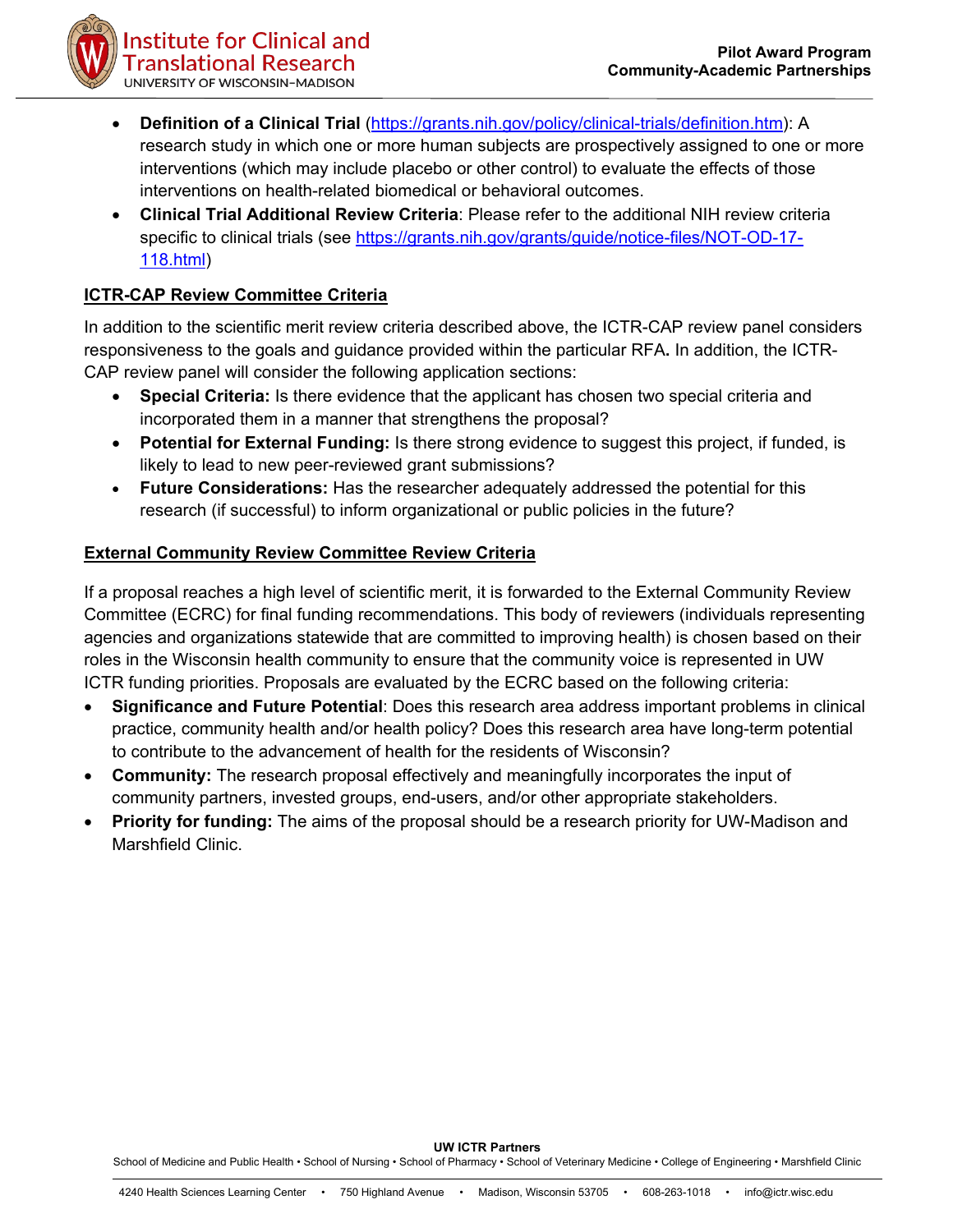- **Definition of a Clinical Trial** (https://grants.nih.gov/policy/clinical-trials/definition.htm): A research study in which one or more human subjects are prospectively assigned to one or more interventions (which may include placebo or other control) to evaluate the effects of those interventions on health-related biomedical or behavioral outcomes.
- **Clinical Trial Additional Review Criteria**: Please refer to the additional NIH review criteria specific to clinical trials (see https://grants.nih.gov/grants/guide/notice-files/NOT-OD-17-118.html)

## ICTR-CAP Review Committee Criteria

In addition to the scientific merit review criteria described above, the ICTR-CAP review panel considers responsiveness to the goals and guidance provided within the particular RFA**.** In addition, the ICTR-CAP review panel will consider the following application sections:

- **Special Criteria:** Is there evidence that the applicant has chosen two special criteria and incorporated them in a manner that strengthens the proposal?
- **Potential for External Funding:** Is there strong evidence to suggest this project, if funded, is likely to lead to new peer-reviewed grant submissions?
- **Future Considerations:** Has the researcher adequately addressed the potential for this research (if successful) to inform organizational or public policies in the future?

## External Community Review Committee Review Criteria

If a proposal reaches a high level of scientific merit, it is forwarded to the External Community Review Committee (ECRC) for final funding recommendations. This body of reviewers (individuals representing agencies and organizations statewide that are committed to improving health) is chosen based on their roles in the Wisconsin health community to ensure that the community voice is represented in UW ICTR funding priorities. Proposals are evaluated by the ECRC based on the following criteria:

- **Significance and Future Potential**: Does this research area address important problems in clinical practice, community health and/or health policy? Does this research area have long-term potential to contribute to the advancement of health for the residents of Wisconsin?
- **Community:** The research proposal effectively and meaningfully incorporates the input of community partners, invested groups, end-users, and/or other appropriate stakeholders.
- **Priority for funding:** The aims of the proposal should be a research priority for UW-Madison and Marshfield Clinic.